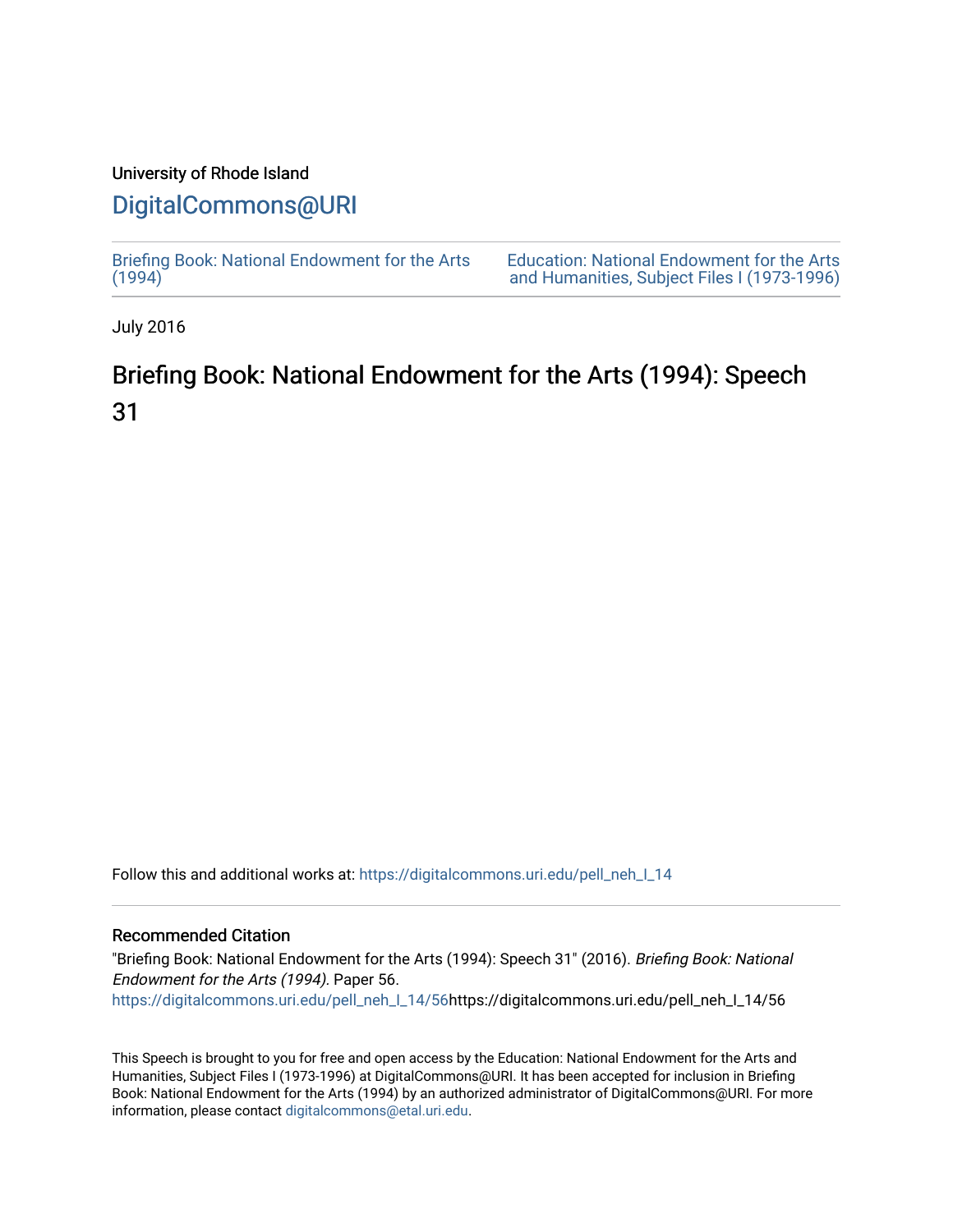University of Rhode Island

# DigitalCommons@URI

Briefing Book: National Endowment for the Arts (1994)

Education: National Endowment for the Arts and Humanities, Subject Files I (1973-1996)

July 2016

## Briefing Book: National Endowment for the Arts (1994): Speech 31

Follow this and additional works at: https://digitalcommons.uri.edu/pell_neh_I_14

### Recommended Citation

"Briefing Book: National Endowment for the Arts (1994): Speech 31" (2016). *Briefing Book: National Endowment for the Arts (1994).* Paper 56.
https://digitalcommons.uri.edu/pell_neh_I_14/56https://digitalcommons.uri.edu/pell_neh_I_14/56

This Speech is brought to you for free and open access by the Education: National Endowment for the Arts and Humanities, Subject Files I (1973-1996) at DigitalCommons@URI. It has been accepted for inclusion in Briefing Book: National Endowment for the Arts (1994) by an authorized administrator of DigitalCommons@URI. For more information, please contact digitalcommons@etal.uri.edu.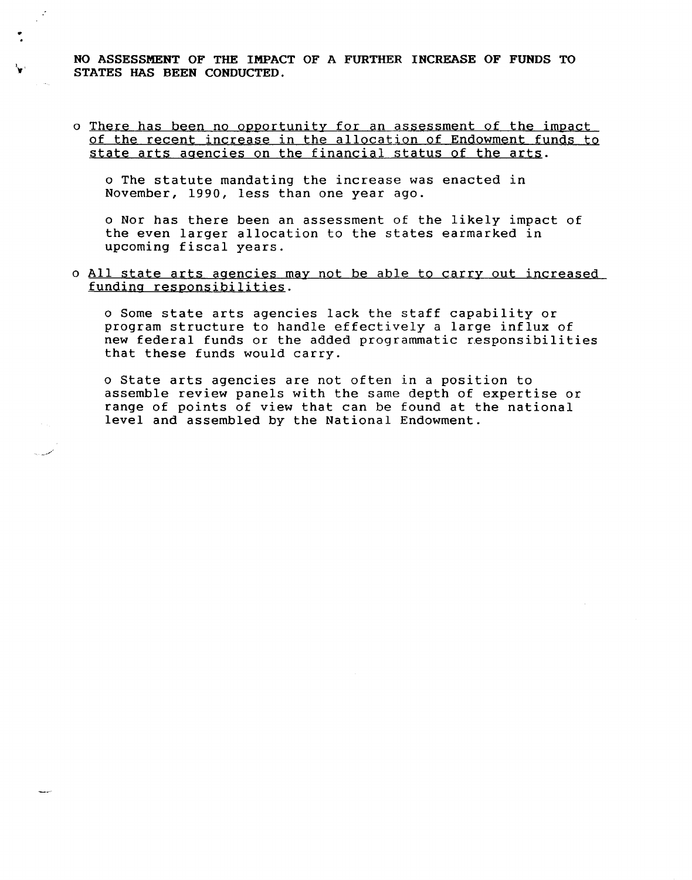**NO ASSESSMENT OF THE IMPACT OF A FURTHER INCREASE OF FUNDS TO STATES HAS BEEN CONDUCTED.**

- <u>There has been no opportunity for an assessment of the impact of the recent increase in the allocation of Endowment funds to state arts agencies on the financial status of the arts</u>.
  - The statute mandating the increase was enacted in November, 1990, less than one year ago.
  - Nor has there been an assessment of the likely impact of the even larger allocation to the states earmarked in upcoming fiscal years.
- <u>All state arts agencies may not be able to carry out increased funding responsibilities</u>.
  - Some state arts agencies lack the staff capability or program structure to handle effectively a large influx of new federal funds or the added programmatic responsibilities that these funds would carry.
  - State arts agencies are not often in a position to assemble review panels with the same depth of expertise or range of points of view that can be found at the national level and assembled by the National Endowment.